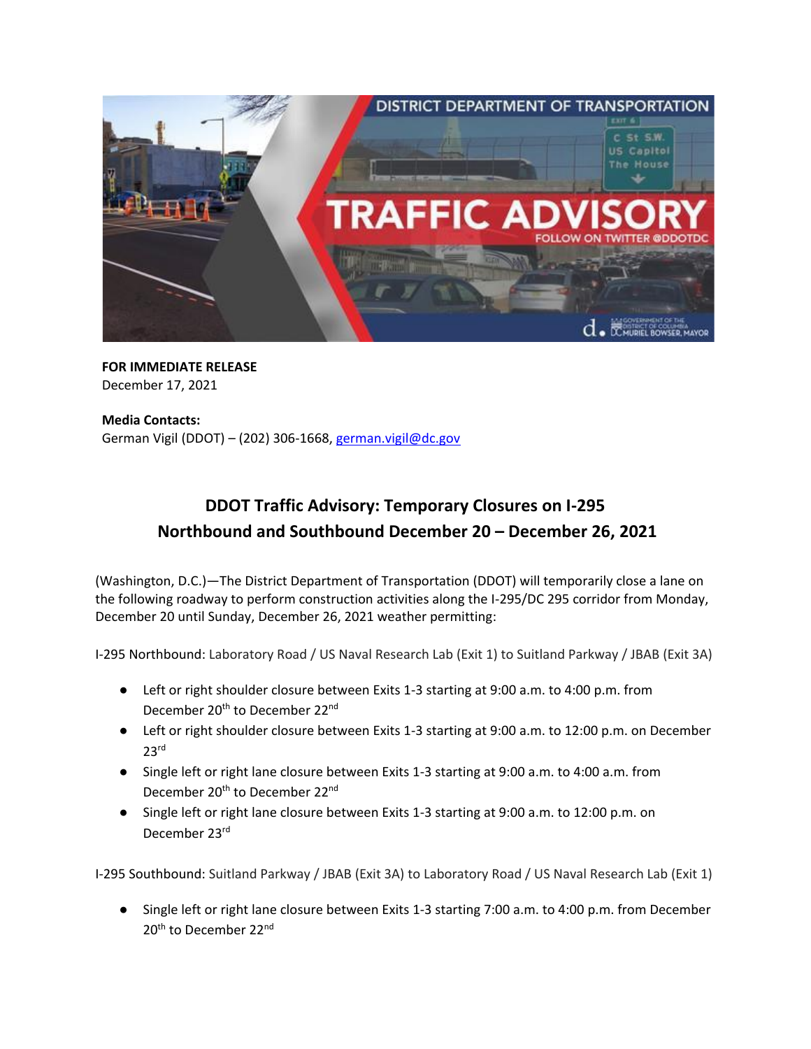**FOR IMMEDIATE RELEASE**
December 17, 2021

**Media Contacts:**
German Vigil (DDOT) – (202) 306-1668, german.vigil@dc.gov

## DDOT Traffic Advisory: Temporary Closures on I-295 Northbound and Southbound December 20 – December 26, 2021

(Washington, D.C.)—The District Department of Transportation (DDOT) will temporarily close a lane on the following roadway to perform construction activities along the I-295/DC 295 corridor from Monday, December 20 until Sunday, December 26, 2021 weather permitting:

I-295 Northbound: Laboratory Road / US Naval Research Lab (Exit 1) to Suitland Parkway / JBAB (Exit 3A)

- Left or right shoulder closure between Exits 1-3 starting at 9:00 a.m. to 4:00 p.m. from December 20th to December 22nd
- Left or right shoulder closure between Exits 1-3 starting at 9:00 a.m. to 12:00 p.m. on December 23rd
- Single left or right lane closure between Exits 1-3 starting at 9:00 a.m. to 4:00 a.m. from December 20th to December 22nd
- Single left or right lane closure between Exits 1-3 starting at 9:00 a.m. to 12:00 p.m. on December 23rd

I-295 Southbound: Suitland Parkway / JBAB (Exit 3A) to Laboratory Road / US Naval Research Lab (Exit 1)

- Single left or right lane closure between Exits 1-3 starting 7:00 a.m. to 4:00 p.m. from December 20th to December 22nd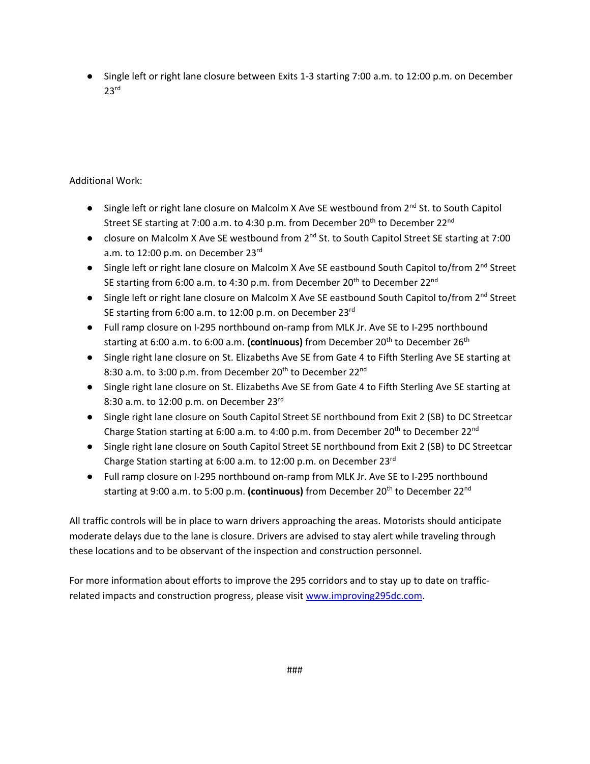- Single left or right lane closure between Exits 1-3 starting 7:00 a.m. to 12:00 p.m. on December 23rd

Additional Work:

- Single left or right lane closure on Malcolm X Ave SE westbound from 2nd St. to South Capitol Street SE starting at 7:00 a.m. to 4:30 p.m. from December 20th to December 22nd
- closure on Malcolm X Ave SE westbound from 2nd St. to South Capitol Street SE starting at 7:00 a.m. to 12:00 p.m. on December 23rd
- Single left or right lane closure on Malcolm X Ave SE eastbound South Capitol to/from 2nd Street SE starting from 6:00 a.m. to 4:30 p.m. from December 20th to December 22nd
- Single left or right lane closure on Malcolm X Ave SE eastbound South Capitol to/from 2nd Street SE starting from 6:00 a.m. to 12:00 p.m. on December 23rd
- Full ramp closure on I-295 northbound on-ramp from MLK Jr. Ave SE to I-295 northbound starting at 6:00 a.m. to 6:00 a.m. **(continuous)** from December 20th to December 26th
- Single right lane closure on St. Elizabeths Ave SE from Gate 4 to Fifth Sterling Ave SE starting at 8:30 a.m. to 3:00 p.m. from December 20th to December 22nd
- Single right lane closure on St. Elizabeths Ave SE from Gate 4 to Fifth Sterling Ave SE starting at 8:30 a.m. to 12:00 p.m. on December 23rd
- Single right lane closure on South Capitol Street SE northbound from Exit 2 (SB) to DC Streetcar Charge Station starting at 6:00 a.m. to 4:00 p.m. from December 20th to December 22nd
- Single right lane closure on South Capitol Street SE northbound from Exit 2 (SB) to DC Streetcar Charge Station starting at 6:00 a.m. to 12:00 p.m. on December 23rd
- Full ramp closure on I-295 northbound on-ramp from MLK Jr. Ave SE to I-295 northbound starting at 9:00 a.m. to 5:00 p.m. **(continuous)** from December 20th to December 22nd

All traffic controls will be in place to warn drivers approaching the areas. Motorists should anticipate moderate delays due to the lane is closure. Drivers are advised to stay alert while traveling through these locations and to be observant of the inspection and construction personnel.

For more information about efforts to improve the 295 corridors and to stay up to date on traffic-related impacts and construction progress, please visit [www.improving295dc.com](http://www.improving295dc.com).

###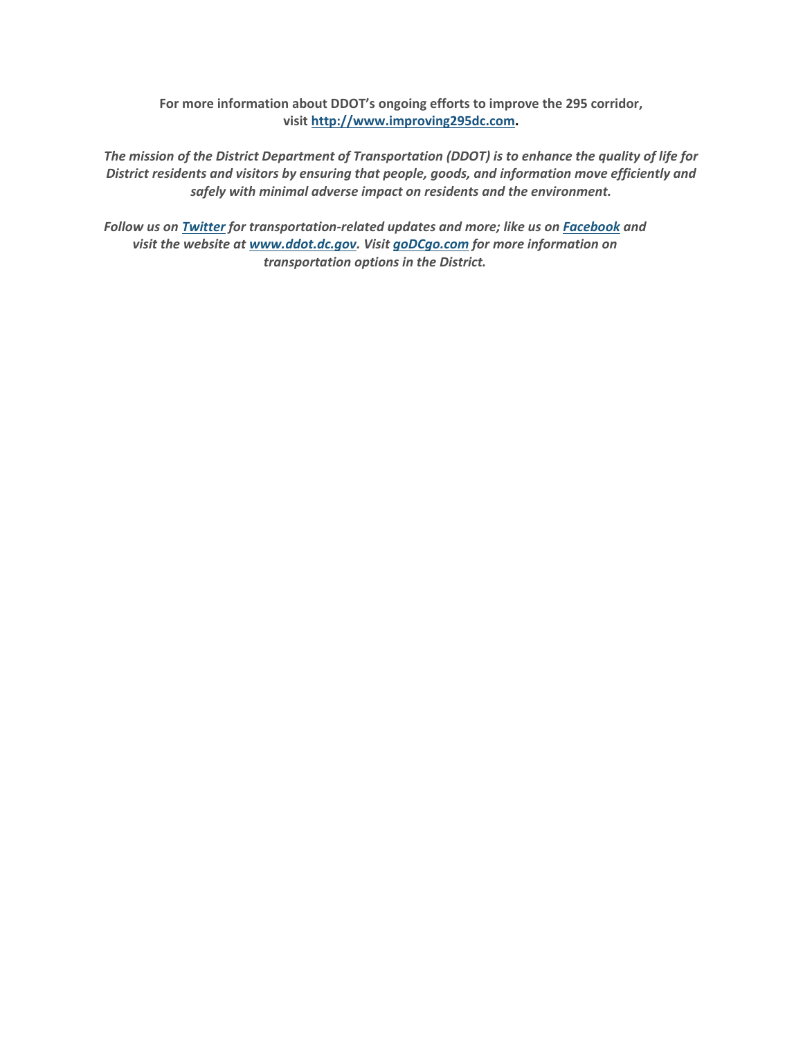**For more information about DDOT's ongoing efforts to improve the 295 corridor, visit [http://www.improving295dc.com](http://www.improving295dc.com).**

***The mission of the District Department of Transportation (DDOT) is to enhance the quality of life for District residents and visitors by ensuring that people, goods, and information move efficiently and safely with minimal adverse impact on residents and the environment.***

***Follow us on [Twitter](Twitter) for transportation-related updates and more; like us on [Facebook](Facebook) and visit the website at [www.ddot.dc.gov](www.ddot.dc.gov). Visit [goDCgo.com](goDCgo.com) for more information on transportation options in the District.***